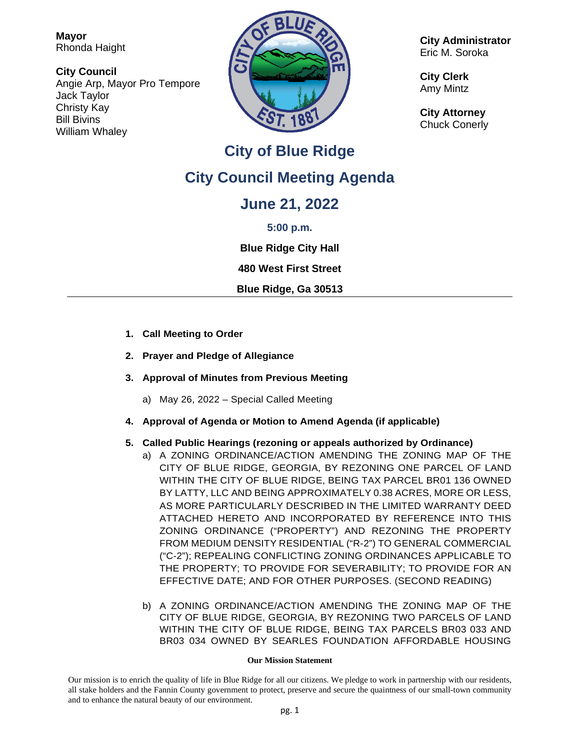**Mayor**
Rhonda Haight

**City Council**
Angie Arp, Mayor Pro Tempore
Jack Taylor
Christy Kay
Bill Bivins
William Whaley

**City Administrator**
Eric M. Soroka

**City Clerk**
Amy Mintz

**City Attorney**
Chuck Conerly

# City of Blue Ridge

# City Council Meeting Agenda

## June 21, 2022

**5:00 p.m.**

**Blue Ridge City Hall**

**480 West First Street**

**Blue Ridge, Ga 30513**

---

1. **Call Meeting to Order**
2. **Prayer and Pledge of Allegiance**
3. **Approval of Minutes from Previous Meeting**
   a) May 26, 2022 – Special Called Meeting
4. **Approval of Agenda or Motion to Amend Agenda (if applicable)**
5. **Called Public Hearings (rezoning or appeals authorized by Ordinance)**
   a) A ZONING ORDINANCE/ACTION AMENDING THE ZONING MAP OF THE CITY OF BLUE RIDGE, GEORGIA, BY REZONING ONE PARCEL OF LAND WITHIN THE CITY OF BLUE RIDGE, BEING TAX PARCEL BR01 136 OWNED BY LATTY, LLC AND BEING APPROXIMATELY 0.38 ACRES, MORE OR LESS, AS MORE PARTICULARLY DESCRIBED IN THE LIMITED WARRANTY DEED ATTACHED HERETO AND INCORPORATED BY REFERENCE INTO THIS ZONING ORDINANCE ("PROPERTY") AND REZONING THE PROPERTY FROM MEDIUM DENSITY RESIDENTIAL ("R-2") TO GENERAL COMMERCIAL ("C-2"); REPEALING CONFLICTING ZONING ORDINANCES APPLICABLE TO THE PROPERTY; TO PROVIDE FOR SEVERABILITY; TO PROVIDE FOR AN EFFECTIVE DATE; AND FOR OTHER PURPOSES. (SECOND READING)

   b) A ZONING ORDINANCE/ACTION AMENDING THE ZONING MAP OF THE CITY OF BLUE RIDGE, GEORGIA, BY REZONING TWO PARCELS OF LAND WITHIN THE CITY OF BLUE RIDGE, BEING TAX PARCELS BR03 033 AND BR03 034 OWNED BY SEARLES FOUNDATION AFFORDABLE HOUSING

**Our Mission Statement**

Our mission is to enrich the quality of life in Blue Ridge for all our citizens. We pledge to work in partnership with our residents, all stake holders and the Fannin County government to protect, preserve and secure the quaintness of our small-town community and to enhance the natural beauty of our environment.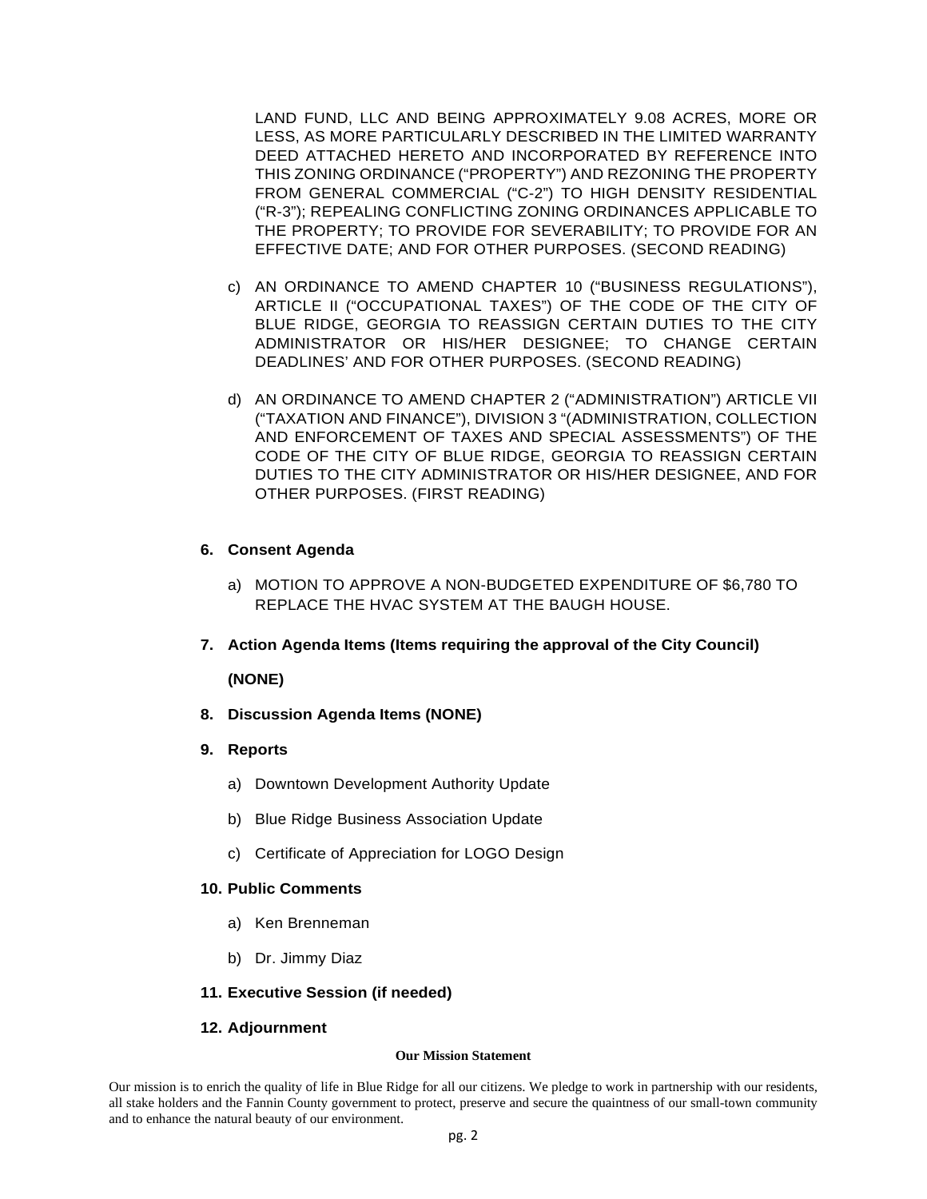LAND FUND, LLC AND BEING APPROXIMATELY 9.08 ACRES, MORE OR LESS, AS MORE PARTICULARLY DESCRIBED IN THE LIMITED WARRANTY DEED ATTACHED HERETO AND INCORPORATED BY REFERENCE INTO THIS ZONING ORDINANCE ("PROPERTY") AND REZONING THE PROPERTY FROM GENERAL COMMERCIAL ("C-2") TO HIGH DENSITY RESIDENTIAL ("R-3"); REPEALING CONFLICTING ZONING ORDINANCES APPLICABLE TO THE PROPERTY; TO PROVIDE FOR SEVERABILITY; TO PROVIDE FOR AN EFFECTIVE DATE; AND FOR OTHER PURPOSES. (SECOND READING)

c) AN ORDINANCE TO AMEND CHAPTER 10 ("BUSINESS REGULATIONS"), ARTICLE II ("OCCUPATIONAL TAXES") OF THE CODE OF THE CITY OF BLUE RIDGE, GEORGIA TO REASSIGN CERTAIN DUTIES TO THE CITY ADMINISTRATOR OR HIS/HER DESIGNEE; TO CHANGE CERTAIN DEADLINES' AND FOR OTHER PURPOSES. (SECOND READING)

d) AN ORDINANCE TO AMEND CHAPTER 2 ("ADMINISTRATION") ARTICLE VII ("TAXATION AND FINANCE"), DIVISION 3 "(ADMINISTRATION, COLLECTION AND ENFORCEMENT OF TAXES AND SPECIAL ASSESSMENTS") OF THE CODE OF THE CITY OF BLUE RIDGE, GEORGIA TO REASSIGN CERTAIN DUTIES TO THE CITY ADMINISTRATOR OR HIS/HER DESIGNEE, AND FOR OTHER PURPOSES. (FIRST READING)

**6. Consent Agenda**

a) MOTION TO APPROVE A NON-BUDGETED EXPENDITURE OF $6,780 TO REPLACE THE HVAC SYSTEM AT THE BAUGH HOUSE.

**7. Action Agenda Items (Items requiring the approval of the City Council)**

**(NONE)**

**8. Discussion Agenda Items (NONE)**

**9. Reports**

a) Downtown Development Authority Update

b) Blue Ridge Business Association Update

c) Certificate of Appreciation for LOGO Design

**10. Public Comments**

a) Ken Brenneman

b) Dr. Jimmy Diaz

**11. Executive Session (if needed)**

**12. Adjournment**

**Our Mission Statement**

Our mission is to enrich the quality of life in Blue Ridge for all our citizens. We pledge to work in partnership with our residents, all stake holders and the Fannin County government to protect, preserve and secure the quaintness of our small-town community and to enhance the natural beauty of our environment.